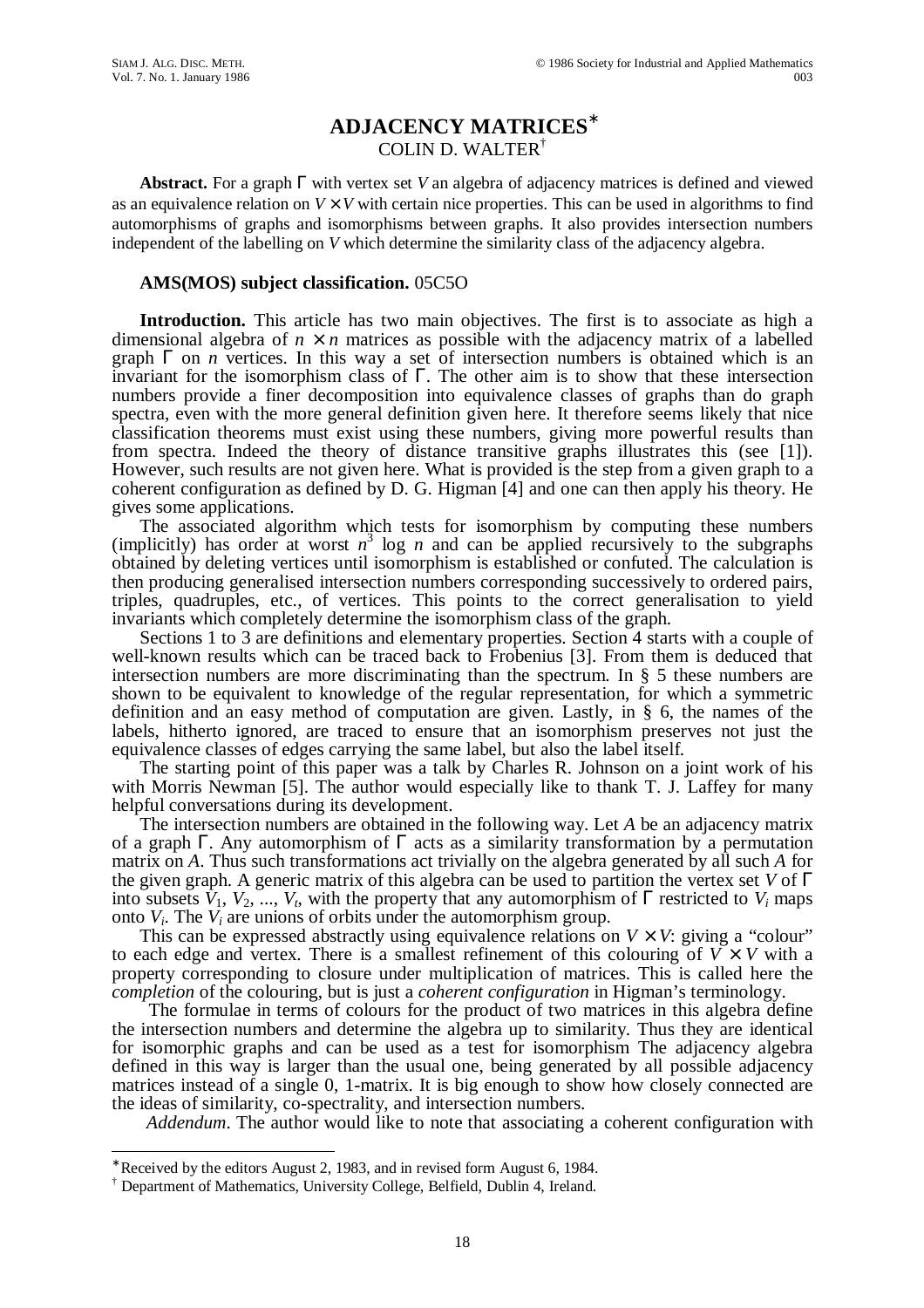# ADJACENCY MATRICES*

COLIN D. WALTER[†]

**Abstract.** For a graph $\Gamma$ with vertex set $V$ an algebra of adjacency matrices is defined and viewed as an equivalence relation on $V \times V$ with certain nice properties. This can be used in algorithms to find automorphisms of graphs and isomorphisms between graphs. It also provides intersection numbers independent of the labelling on $V$ which determine the similarity class of the adjacency algebra.

**AMS(MOS) subject classification.** 05C5O

**Introduction.** This article has two main objectives. The first is to associate as high a dimensional algebra of $n \times n$ matrices as possible with the adjacency matrix of a labelled graph $\Gamma$ on $n$ vertices. In this way a set of intersection numbers is obtained which is an invariant for the isomorphism class of $\Gamma$. The other aim is to show that these intersection numbers provide a finer decomposition into equivalence classes of graphs than do graph spectra, even with the more general definition given here. It therefore seems likely that nice classification theorems must exist using these numbers, giving more powerful results than from spectra. Indeed the theory of distance transitive graphs illustrates this (see [1]). However, such results are not given here. What is provided is the step from a given graph to a coherent configuration as defined by D. G. Higman [4] and one can then apply his theory. He gives some applications.

The associated algorithm which tests for isomorphism by computing these numbers (implicitly) has order at worst $n^3 \log n$ and can be applied recursively to the subgraphs obtained by deleting vertices until isomorphism is established or confuted. The calculation is then producing generalised intersection numbers corresponding successively to ordered pairs, triples, quadruples, etc., of vertices. This points to the correct generalisation to yield invariants which completely determine the isomorphism class of the graph.

Sections 1 to 3 are definitions and elementary properties. Section 4 starts with a couple of well-known results which can be traced back to Frobenius [3]. From them is deduced that intersection numbers are more discriminating than the spectrum. In § 5 these numbers are shown to be equivalent to knowledge of the regular representation, for which a symmetric definition and an easy method of computation are given. Lastly, in § 6, the names of the labels, hitherto ignored, are traced to ensure that an isomorphism preserves not just the equivalence classes of edges carrying the same label, but also the label itself.

The starting point of this paper was a talk by Charles R. Johnson on a joint work of his with Morris Newman [5]. The author would especially like to thank T. J. Laffey for many helpful conversations during its development.

The intersection numbers are obtained in the following way. Let $A$ be an adjacency matrix of a graph $\Gamma$. Any automorphism of $\Gamma$ acts as a similarity transformation by a permutation matrix on $A$. Thus such transformations act trivially on the algebra generated by all such $A$ for the given graph. A generic matrix of this algebra can be used to partition the vertex set $V$ of $\Gamma$ into subsets $V_1, V_2, ..., V_t$, with the property that any automorphism of $\Gamma$ restricted to $V_i$ maps onto $V_i$. The $V_i$ are unions of orbits under the automorphism group.

This can be expressed abstractly using equivalence relations on $V \times V$: giving a "colour" to each edge and vertex. There is a smallest refinement of this colouring of $V \times V$ with a property corresponding to closure under multiplication of matrices. This is called here the *completion* of the colouring, but is just a *coherent configuration* in Higman's terminology.

The formulae in terms of colours for the product of two matrices in this algebra define the intersection numbers and determine the algebra up to similarity. Thus they are identical for isomorphic graphs and can be used as a test for isomorphism The adjacency algebra defined in this way is larger than the usual one, being generated by all possible adjacency matrices instead of a single 0, 1-matrix. It is big enough to show how closely connected are the ideas of similarity, co-spectrality, and intersection numbers.

*Addendum*. The author would like to note that associating a coherent configuration with

---

*Received by the editors August 2, 1983, and in revised form August 6, 1984.

[†] Department of Mathematics, University College, Belfield, Dublin 4, Ireland.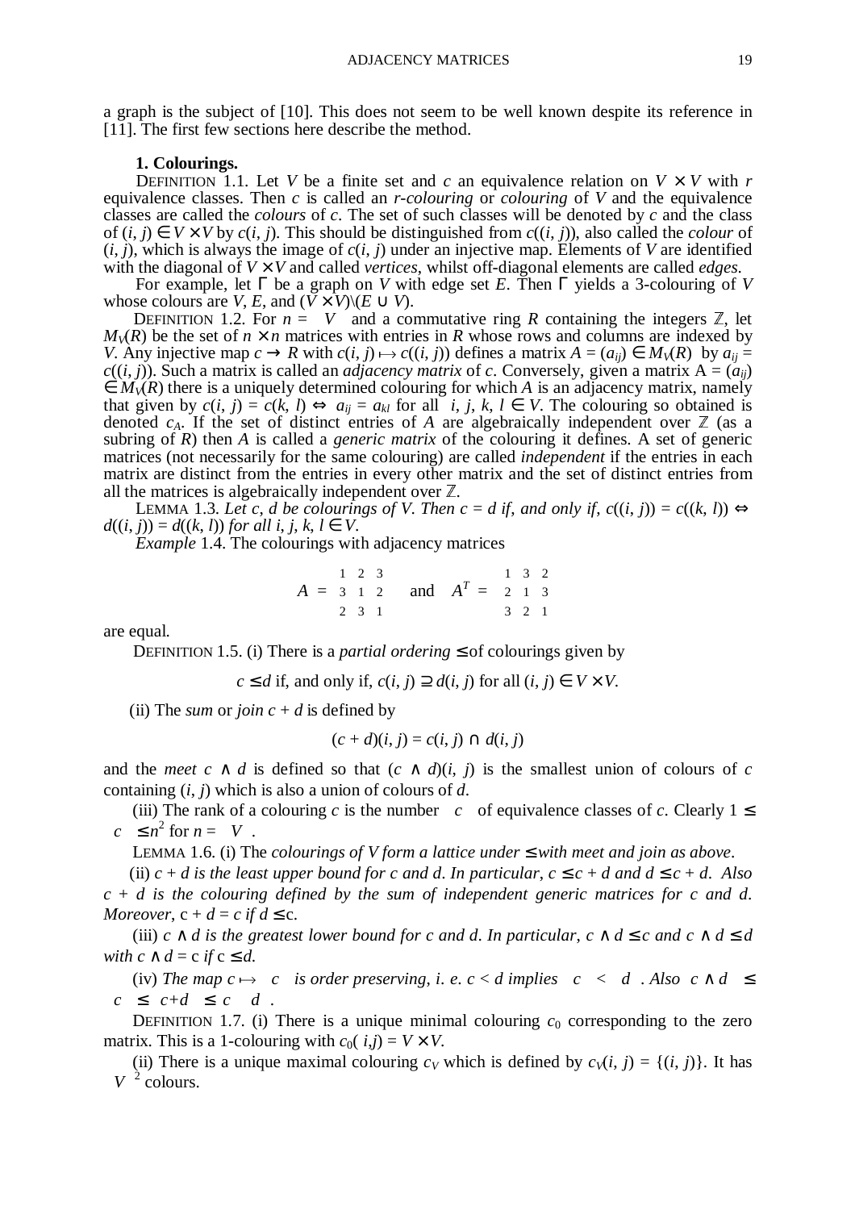a graph is the subject of [10]. This does not seem to be well known despite its reference in [11]. The first few sections here describe the method.

**1. Colourings.**

DEFINITION 1.1. Let $V$ be a finite set and $c$ an equivalence relation on $V \times V$ with $r$ equivalence classes. Then $c$ is called an *r-colouring* or *colouring* of $V$ and the equivalence classes are called the *colours* of $c$. The set of such classes will be denoted by $c$ and the class of $(i, j) \in V \times V$ by $c(i, j)$. This should be distinguished from $c((i, j))$, also called the *colour* of $(i, j)$, which is always the image of $c(i, j)$ under an injective map. Elements of $V$ are identified with the diagonal of $V \times V$ and called *vertices*, whilst off-diagonal elements are called *edges*.

For example, let $\Gamma$ be a graph on $V$ with edge set $E$. Then $\Gamma$ yields a 3-colouring of $V$ whose colours are $V$, $E$, and $(V \times V)\backslash(E \cup V)$.

DEFINITION 1.2. For $n = |V|$ and a commutative ring $R$ containing the integers $\mathbb{Z}$, let $M_V(R)$ be the set of $n \times n$ matrices with entries in $R$ whose rows and columns are indexed by $V$. Any injective map $c \to R$ with $c(i, j) \mapsto c((i, j))$ defines a matrix $A = (a_{ij}) \in M_V(R)$ by $a_{ij} = c((i, j))$. Such a matrix is called an *adjacency matrix* of $c$. Conversely, given a matrix $A = (a_{ij}) \in M_V(R)$ there is a uniquely determined colouring for which $A$ is an adjacency matrix, namely that given by $c(i, j) = c(k, l) \Leftrightarrow a_{ij} = a_{kl}$ for all $i, j, k, l \in V$. The colouring so obtained is denoted $c_A$. If the set of distinct entries of $A$ are algebraically independent over $\mathbb{Z}$ (as a subring of $R$) then $A$ is called a *generic matrix* of the colouring it defines. A set of generic matrices (not necessarily for the same colouring) are called *independent* if the entries in each matrix are distinct from the entries in every other matrix and the set of distinct entries from all the matrices is algebraically independent over $\mathbb{Z}$.

LEMMA 1.3. *Let $c$, $d$ be colourings of $V$. Then $c = d$ if, and only if, $c((i, j)) = c((k, l)) \Leftrightarrow d((i, j)) = d((k, l))$ for all $i, j, k, l \in V$.*

*Example* 1.4. The colourings with adjacency matrices

$$A = \begin{matrix} 1 & 2 & 3 \\ 3 & 1 & 2 \\ 2 & 3 & 1 \end{matrix} \quad \text{and} \quad A^T = \begin{matrix} 1 & 3 & 2 \\ 2 & 1 & 3 \\ 3 & 2 & 1 \end{matrix}$$

are equal.

DEFINITION 1.5. (i) There is a *partial ordering* $\leq$ of colourings given by

$$c \leq d \text{ if, and only if, } c(i, j) \supseteq d(i, j) \text{ for all } (i, j) \in V \times V.$$

(ii) The *sum* or *join* $c + d$ is defined by

$$(c + d)(i, j) = c(i, j) \cap d(i, j)$$

and the *meet* $c \wedge d$ is defined so that $(c \wedge d)(i, j)$ is the smallest union of colours of $c$ containing $(i, j)$ which is also a union of colours of $d$.

(iii) The rank of a colouring $c$ is the number $|c|$ of equivalence classes of $c$. Clearly $1 \leq |c| \leq n^2$ for $n = |V|$.

LEMMA 1.6. (i) The *colourings of $V$ form a lattice under $\leq$ with meet and join as above*.

(ii) *$c + d$ is the least upper bound for $c$ and $d$. In particular, $c \leq c + d$ and $d \leq c + d$. Also $c + d$ is the colouring defined by the sum of independent generic matrices for $c$ and $d$. Moreover*, $c + d = c$ *if $d \leq$* c.

(iii) *$c \wedge d$ is the greatest lower bound for $c$ and $d$. In particular, $c \wedge d \leq c$ and $c \wedge d \leq d$ with $c \wedge d =$* c *if* $c \leq d$.

(iv) *The map $c \mapsto |c|$ is order preserving, i. e. $c < d$ implies $|c| < |d|$. Also $|c \wedge d| \leq |c| \leq |c+d| \leq |c||d|$.*

DEFINITION 1.7. (i) There is a unique minimal colouring $c_0$ corresponding to the zero matrix. This is a 1-colouring with $c_0(i,j) = V \times V$.

(ii) There is a unique maximal colouring $c_V$ which is defined by $c_V(i, j) = \{(i, j)\}$. It has $|V|^2$ colours.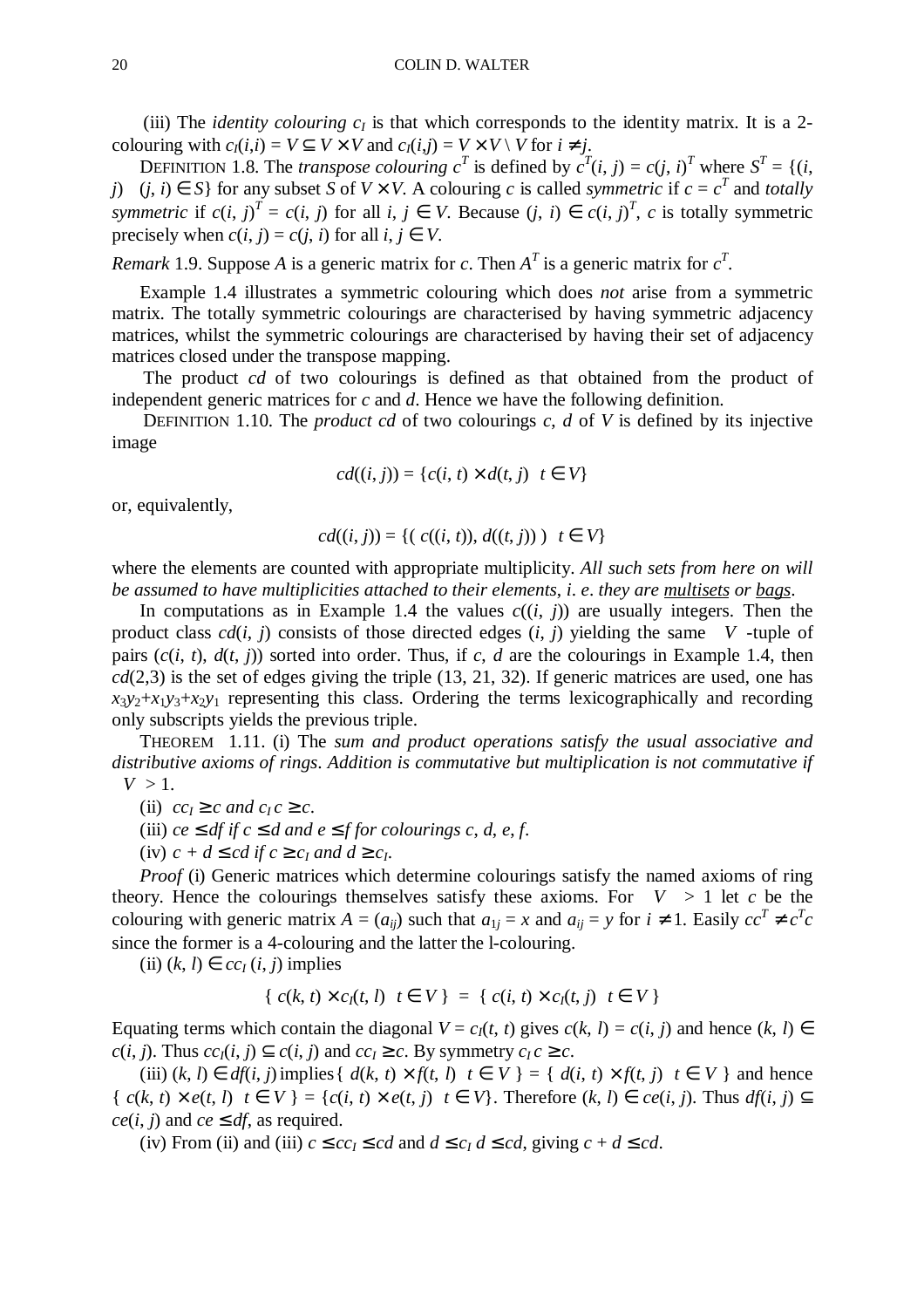(iii) The *identity colouring* $c_I$ is that which corresponds to the identity matrix. It is a 2-colouring with $c_I(i,i) = V \subseteq V \times V$ and $c_I(i,j) = V \times V \setminus V$ for $i \neq j$.

DEFINITION 1.8. The *transpose colouring* $c^T$ is defined by $c^T(i, j) = c(j, i)^T$ where $S^T = \{(i, j) \mid (j, i) \in S\}$ for any subset $S$ of $V \times V$. A colouring $c$ is called *symmetric* if $c = c^T$ and *totally symmetric* if $c(i, j)^T = c(i, j)$ for all $i, j \in V$. Because $(j, i) \in c(i, j)^T$, $c$ is totally symmetric precisely when $c(i, j) = c(j, i)$ for all $i, j \in V$.

*Remark* 1.9. Suppose $A$ is a generic matrix for $c$. Then $A^T$ is a generic matrix for $c^T$.

Example 1.4 illustrates a symmetric colouring which does *not* arise from a symmetric matrix. The totally symmetric colourings are characterised by having symmetric adjacency matrices, whilst the symmetric colourings are characterised by having their set of adjacency matrices closed under the transpose mapping.

The product $cd$ of two colourings is defined as that obtained from the product of independent generic matrices for $c$ and $d$. Hence we have the following definition.

DEFINITION 1.10. The *product* $cd$ of two colourings $c$, $d$ of $V$ is defined by its injective image

$$cd((i, j)) = \{c(i, t) \times d(t, j) \mid t \in V\}$$

or, equivalently,

$$cd((i, j)) = \{(\, c((i, t)), d((t, j))\,) \mid t \in V\}$$

where the elements are counted with appropriate multiplicity. *All such sets from here on will be assumed to have multiplicities attached to their elements, i. e. they are <u>multisets</u> or <u>bags</u>.*

In computations as in Example 1.4 the values $c((i, j))$ are usually integers. Then the product class $cd(i, j)$ consists of those directed edges $(i, j)$ yielding the same $|V|$-tuple of pairs $(c(i, t), d(t, j))$ sorted into order. Thus, if $c$, $d$ are the colourings in Example 1.4, then $cd(2,3)$ is the set of edges giving the triple (13, 21, 32). If generic matrices are used, one has $x_3y_2+x_1y_3+x_2y_1$ representing this class. Ordering the terms lexicographically and recording only subscripts yields the previous triple.

THEOREM 1.11. (i) The *sum and product operations satisfy the usual associative and distributive axioms of rings. Addition is commutative but multiplication is not commutative if* $|V| > 1$.

(ii) $cc_I \geq c$ *and* $c_I c \geq c$.

(iii) $ce \leq df$ *if* $c \leq d$ *and* $e \leq f$ *for colourings* $c$, $d$, $e$, $f$.

(iv) $c + d \leq cd$ *if* $c \geq c_I$ *and* $d \geq c_I$.

*Proof* (i) Generic matrices which determine colourings satisfy the named axioms of ring theory. Hence the colourings themselves satisfy these axioms. For $|V| > 1$ let $c$ be the colouring with generic matrix $A = (a_{ij})$ such that $a_{1j} = x$ and $a_{ij} = y$ for $i \neq 1$. Easily $cc^T \neq c^Tc$ since the former is a 4-colouring and the latter the l-colouring.

(ii) $(k, l) \in cc_I\,(i, j)$ implies

$$\{\, c(k, t) \times c_I(t, l) \mid t \in V \,\} \;=\; \{\, c(i, t) \times c_I(t, j) \mid t \in V \,\}$$

Equating terms which contain the diagonal $V = c_I(t, t)$ gives $c(k, l) = c(i, j)$ and hence $(k, l) \in c(i, j)$. Thus $cc_I(i, j) \subseteq c(i, j)$ and $cc_I \geq c$. By symmetry $c_I c \geq c$.

(iii) $(k, l) \in df(i, j)$ implies $\{\, d(k, t) \times f(t, l) \mid t \in V \,\} = \{\, d(i, t) \times f(t, j) \mid t \in V \,\}$ and hence $\{\, c(k, t) \times e(t, l) \mid t \in V \,\} = \{c(i, t) \times e(t, j) \mid t \in V\}$. Therefore $(k, l) \in ce(i, j)$. Thus $df(i, j) \subseteq ce(i, j)$ and $ce \leq df$, as required.

(iv) From (ii) and (iii) $c \leq cc_I \leq cd$ and $d \leq c_I\, d \leq cd$, giving $c + d \leq cd$.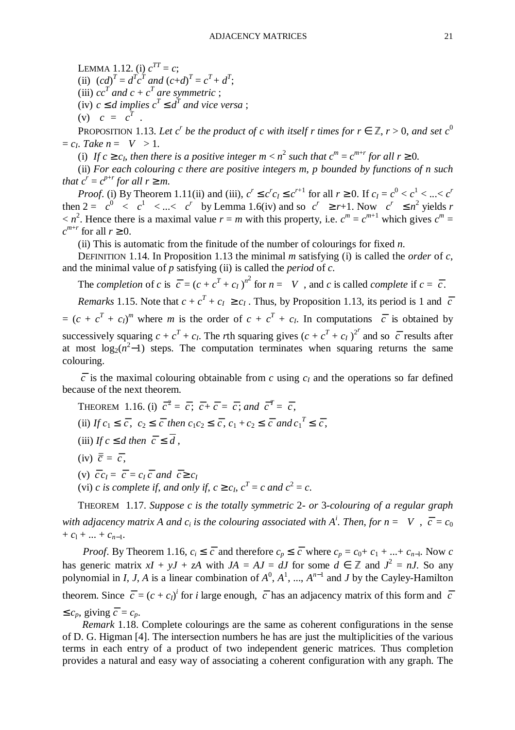LEMMA 1.12. (i) $c^{TT} = c$;

(ii) $(cd)^T = d^T c^T$ *and* $(c+d)^T = c^T + d^T$;

(iii) $cc^T$ *and* $c + c^T$ *are symmetric* ;

(iv) $c \leq d$ *implies* $c^T \leq d^T$ *and vice versa* ;

(v) $|c| = |c^T|$.

PROPOSITION 1.13. *Let* $c^r$ *be the product of c with itself r times for* $r \in \mathbb{Z}$, $r > 0$, *and set* $c^0 = c_I$. *Take* $n = |V| > 1$.

(i) *If* $c \geq c_I$, *then there is a positive integer* $m < n^2$ *such that* $c^m = c^{m+r}$ *for all* $r \geq 0$.

(ii) *For each colouring c there are positive integers m, p bounded by functions of n such that* $c^r = c^{p+r}$ *for all* $r \geq m$.

*Proof*. (i) By Theorem 1.11(ii) and (iii), $c^r \leq c^r c_I \leq c^{r+1}$ for all $r \geq 0$. If $c_I = c^0 < c^1 < ... < c^r$ then $2 = |c^0| < |c^1| < ... < |c^r|$ by Lemma 1.6(iv) and so $|c^r| \geq r+1$. Now $|c^r| \leq n^2$ yields $r < n^2$. Hence there is a maximal value $r = m$ with this property, i.e. $c^m = c^{m+1}$ which gives $c^m = c^{m+r}$ for all $r \geq 0$.

(ii) This is automatic from the finitude of the number of colourings for fixed $n$.

DEFINITION 1.14. In Proposition 1.13 the minimal $m$ satisfying (i) is called the *order* of $c$, and the minimal value of $p$ satisfying (ii) is called the *period* of $c$.

The *completion* of $c$ is $\bar{c} = (c + c^T + c_I)^{n^2}$ for $n = |V|$, and $c$ is called *complete* if $c = \bar{c}$.

*Remarks* 1.15. Note that $c + c^T + c_I \geq c_I$. Thus, by Proposition 1.13, its period is 1 and $\bar{c} = (c + c^T + c_I)^m$ where $m$ is the order of $c + c^T + c_I$. In computations $\bar{c}$ is obtained by successively squaring $c + c^T + c_I$. The $r$th squaring gives $(c + c^T + c_I)^{2^r}$ and so $\bar{c}$ results after at most $\log_2(n^2-1)$ steps. The computation terminates when squaring returns the same colouring.

$\bar{c}$ is the maximal colouring obtainable from $c$ using $c_I$ and the operations so far defined because of the next theorem.

THEOREM 1.16. (i) $\bar{c}^2 = \bar{c}$; $\bar{c} + \bar{c} = \bar{c}$; *and* $\bar{c}^T = \bar{c}$,

(ii) *If* $c_1 \leq \bar{c}$, $c_2 \leq \bar{c}$ *then* $c_1 c_2 \leq \bar{c}$, $c_1 + c_2 \leq \bar{c}$ *and* $c_1^T \leq \bar{c}$,

(iii) *If* $c \leq d$ *then* $\bar{c} \leq \bar{d}$,

(iv) $\bar{\bar{c}} = \bar{c}$,

(v) $\bar{c} c_I = \bar{c} = c_I \bar{c}$ *and* $\bar{c} \geq c_I$

(vi) *c is complete if, and only if,* $c \geq c_I$, $c^T = c$ *and* $c^2 = c$.

THEOREM 1.17. *Suppose c is the totally symmetric* 2- *or* 3-*colouring of a regular graph with adjacency matrix A and* $c_i$ *is the colouring associated with* $A^i$. *Then, for* $n = |V|$, $\bar{c} = c_0 + c_1 + ... + c_{n-1}$.

*Proof*. By Theorem 1.16, $c_i \leq \bar{c}$ and therefore $c_p \leq \bar{c}$ where $c_p = c_0 + c_1 + ... + c_{n-1}$. Now $c$ has generic matrix $xI + yJ + zA$ with $JA = AJ = dJ$ for some $d \in \mathbb{Z}$ and $J^2 = nJ$. So any polynomial in $I$, $J$, $A$ is a linear combination of $A^0, A^1, ..., A^{n-1}$ and $J$ by the Cayley-Hamilton theorem. Since $\bar{c} = (c + c_I)^i$ for $i$ large enough, $\bar{c}$ has an adjacency matrix of this form and $\bar{c} \leq c_p$, giving $\bar{c} = c_p$.

*Remark* 1.18. Complete colourings are the same as coherent configurations in the sense of D. G. Higman [4]. The intersection numbers he has are just the multiplicities of the various terms in each entry of a product of two independent generic matrices. Thus completion provides a natural and easy way of associating a coherent configuration with any graph. The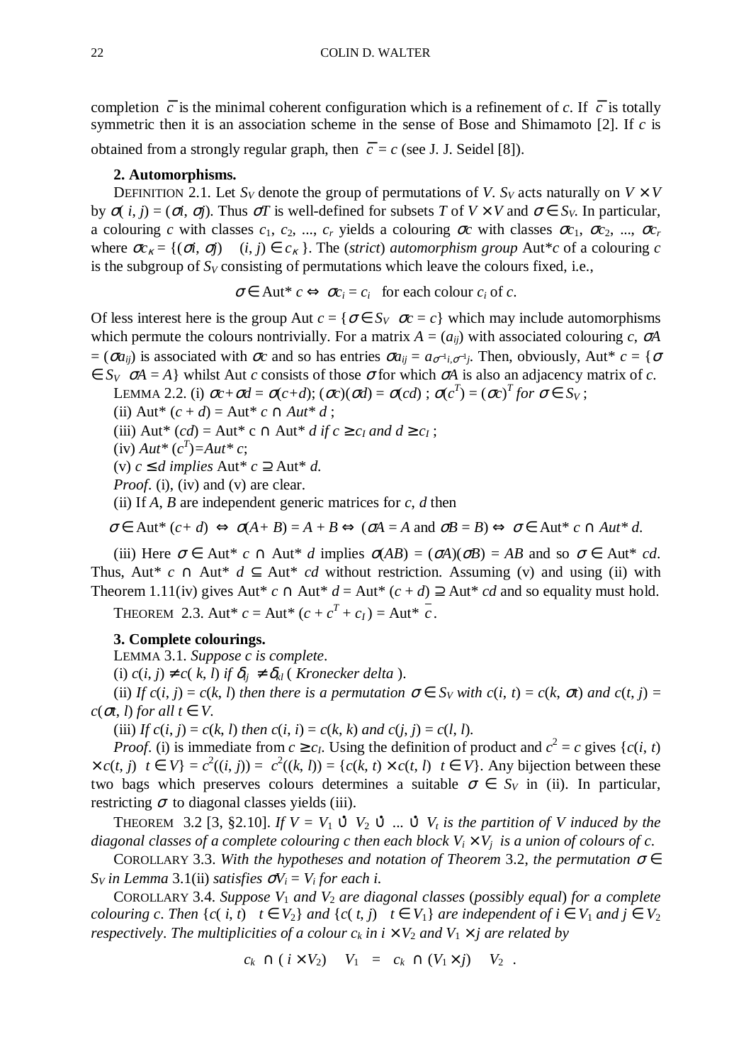completion $\bar{c}$ is the minimal coherent configuration which is a refinement of $c$. If $\bar{c}$ is totally symmetric then it is an association scheme in the sense of Bose and Shimamoto [2]. If $c$ is obtained from a strongly regular graph, then $\bar{c} = c$ (see J. J. Seidel [8]).

**2. Automorphisms.**

DEFINITION 2.1. Let $S_V$ denote the group of permutations of $V$. $S_V$ acts naturally on $V \times V$ by $\sigma(i, j) = (\sigma i, \sigma j)$. Thus $\sigma T$ is well-defined for subsets $T$ of $V \times V$ and $\sigma \in S_V$. In particular, a colouring $c$ with classes $c_1, c_2, ..., c_r$ yields a colouring $\sigma c$ with classes $\sigma c_1, \sigma c_2, ..., \sigma c_r$ where $\sigma c_\kappa = \{(\sigma i, \sigma j) \mid (i, j) \in c_\kappa\}$. The (*strict*) *automorphism group* $\mathrm{Aut}^* c$ of a colouring $c$ is the subgroup of $S_V$ consisting of permutations which leave the colours fixed, i.e.,

$$\sigma \in \mathrm{Aut}^*\, c \Leftrightarrow \sigma c_i = c_i \quad \text{for each colour } c_i \text{ of } c.$$

Of less interest here is the group $\mathrm{Aut}\, c = \{\sigma \in S_V \mid \sigma c = c\}$ which may include automorphisms which permute the colours nontrivially. For a matrix $A = (a_{ij})$ with associated colouring $c$, $\sigma A = (\sigma a_{ij})$ is associated with $\sigma c$ and so has entries $\sigma a_{ij} = a_{\sigma^{-1}i, \sigma^{-1}j}$. Then, obviously, $\mathrm{Aut}^*\, c = \{\sigma \in S_V \mid \sigma A = A\}$ whilst $\mathrm{Aut}\, c$ consists of those $\sigma$ for which $\sigma A$ is also an adjacency matrix of $c$.

LEMMA 2.2. (i) $\sigma c + \sigma d = \sigma(c+d)$; $(\sigma c)(\sigma d) = \sigma(cd)$ ; $\sigma(c^T) = (\sigma c)^T$ *for* $\sigma \in S_V$ ;

(ii) $\mathrm{Aut}^* (c + d) = \mathrm{Aut}^*\, c \cap \mathrm{Aut}^*\, d$ ;

(iii) $\mathrm{Aut}^* (cd) = \mathrm{Aut}^*\, c \cap \mathrm{Aut}^*\, d$ *if* $c \geq c_I$ *and* $d \geq c_I$ ;

(iv) $\mathrm{Aut}^* (c^T) = \mathrm{Aut}^*\, c$;

(v) $c \leq d$ *implies* $\mathrm{Aut}^*\, c \supseteq \mathrm{Aut}^*\, d$.

*Proof*. (i), (iv) and (v) are clear.

(ii) If $A$, $B$ are independent generic matrices for $c$, $d$ then

$$\sigma \in \mathrm{Aut}^* (c+d) \Leftrightarrow \sigma(A+B) = A + B \Leftrightarrow (\sigma A = A \text{ and } \sigma B = B) \Leftrightarrow \sigma \in \mathrm{Aut}^*\, c \cap \mathrm{Aut}^*\, d.$$

(iii) Here $\sigma \in \mathrm{Aut}^*\, c \cap \mathrm{Aut}^*\, d$ implies $\sigma(AB) = (\sigma A)(\sigma B) = AB$ and so $\sigma \in \mathrm{Aut}^*\, cd$. Thus, $\mathrm{Aut}^*\, c \cap \mathrm{Aut}^*\, d \subseteq \mathrm{Aut}^*\, cd$ without restriction. Assuming (v) and using (ii) with Theorem 1.11(iv) gives $\mathrm{Aut}^*\, c \cap \mathrm{Aut}^*\, d = \mathrm{Aut}^* (c + d) \supseteq \mathrm{Aut}^*\, cd$ and so equality must hold.

THEOREM 2.3. $\mathrm{Aut}^*\, c = \mathrm{Aut}^* (c + c^T + c_I) = \mathrm{Aut}^*\, \bar{c}$.

**3. Complete colourings.**

LEMMA 3.1. *Suppose c is complete*.

(i) $c(i, j) \neq c(k, l)$ *if* $\delta_{ij} \neq \delta_{kl}$ ( *Kronecker delta* ).

(ii) *If* $c(i, j) = c(k, l)$ *then there is a permutation* $\sigma \in S_V$ *with* $c(i, t) = c(k, \sigma t)$ *and* $c(t, j) = c(\sigma t, l)$ *for all* $t \in V$.

(iii) *If* $c(i, j) = c(k, l)$ *then* $c(i, i) = c(k, k)$ *and* $c(j, j) = c(l, l)$.

*Proof*. (i) is immediate from $c \geq c_I$. Using the definition of product and $c^2 = c$ gives $\{c(i, t) \times c(t, j) \mid t \in V\} = c^2((i, j)) = c^2((k, l)) = \{c(k, t) \times c(t, l) \mid t \in V\}$. Any bijection between these two bags which preserves colours determines a suitable $\sigma \in S_V$ in (ii). In particular, restricting $\sigma$ to diagonal classes yields (iii).

THEOREM 3.2 [3, §2.10]. *If* $V = V_1 \,\dot\cup\, V_2 \,\dot\cup\, ... \,\dot\cup\, V_t$ *is the partition of V induced by the diagonal classes of a complete colouring c then each block* $V_i \times V_j$ *is a union of colours of c*.

COROLLARY 3.3. *With the hypotheses and notation of Theorem* 3.2, *the permutation* $\sigma \in S_V$ *in Lemma* 3.1(ii) *satisfies* $\sigma V_i = V_i$ *for each i*.

COROLLARY 3.4. *Suppose* $V_1$ *and* $V_2$ *are diagonal classes* (*possibly equal*) *for a complete colouring c*. *Then* $\{c(i, t) \mid t \in V_2\}$ *and* $\{c(t, j) \mid t \in V_1\}$ *are independent of* $i \in V_1$ *and* $j \in V_2$ *respectively*. *The multiplicities of a colour* $c_k$ *in* $i \times V_2$ *and* $V_1 \times j$ *are related by*

$$|c_k \cap (i \times V_2)|\, |V_1| = |c_k \cap (V_1 \times j)|\, |V_2| .$$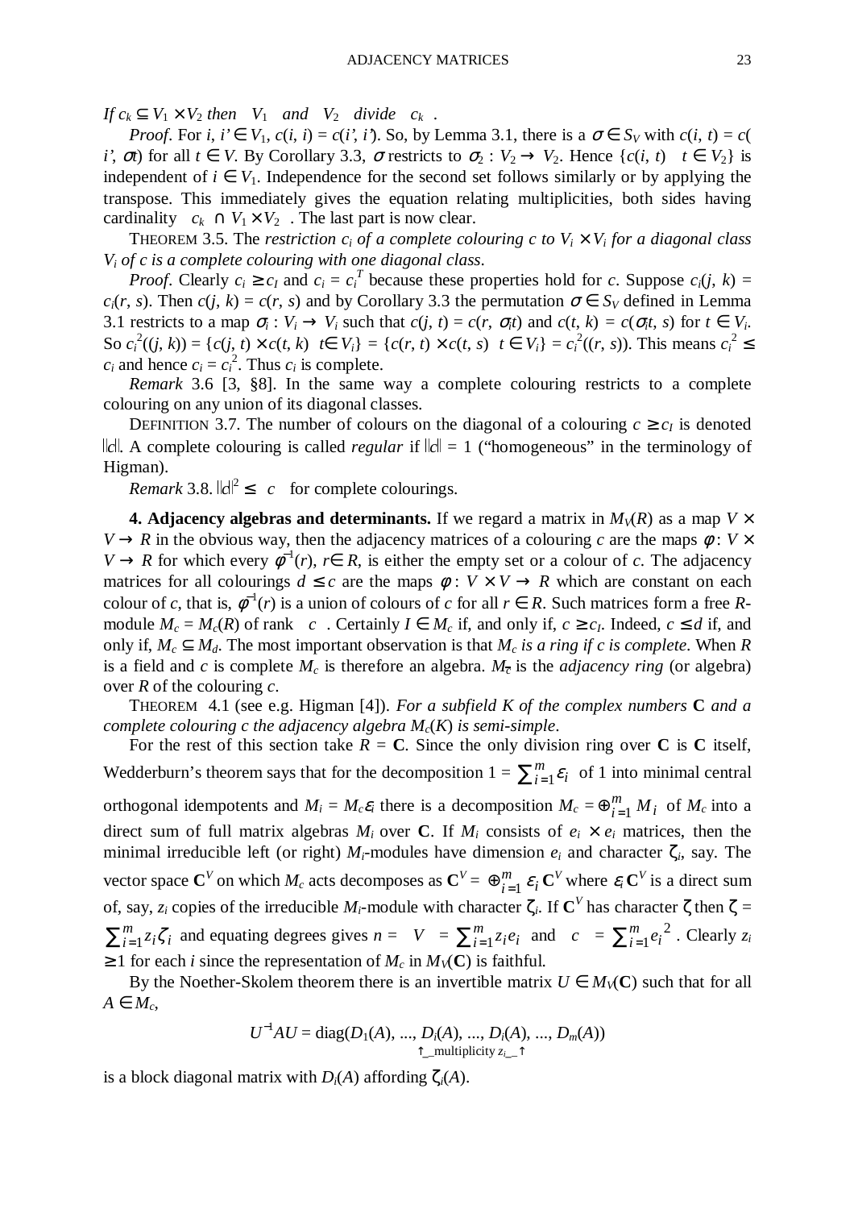*If $c_k \subseteq V_1 \times V_2$ then $|V_1|$ and $|V_2|$ divide $|c_k|$.*

*Proof*. For $i, i' \in V_1$, $c(i, i) = c(i', i')$. So, by Lemma 3.1, there is a $\sigma \in S_V$ with $c(i, t) = c(i', \sigma t)$ for all $t \in V$. By Corollary 3.3, $\sigma$ restricts to $\sigma_2 : V_2 \to V_2$. Hence $\{c(i, t) \mid t \in V_2\}$ is independent of $i \in V_1$. Independence for the second set follows similarly or by applying the transpose. This immediately gives the equation relating multiplicities, both sides having cardinality $|c_k \cap V_1 \times V_2|$. The last part is now clear.

THEOREM 3.5. The *restriction $c_i$ of a complete colouring $c$ to $V_i \times V_i$ for a diagonal class $V_i$ of $c$ is a complete colouring with one diagonal class*.

*Proof*. Clearly $c_i \geq c_I$ and $c_i = c_i^T$ because these properties hold for $c$. Suppose $c_i(j, k) = c_i(r, s)$. Then $c(j, k) = c(r, s)$ and by Corollary 3.3 the permutation $\sigma \in S_V$ defined in Lemma 3.1 restricts to a map $\sigma_i : V_i \to V_i$ such that $c(j, t) = c(r, \sigma_i t)$ and $c(t, k) = c(\sigma_i t, s)$ for $t \in V_i$. So $c_i^2((j, k)) = \{c(j, t) \times c(t, k) \mid t \in V_i\} = \{c(r, t) \times c(t, s) \mid t \in V_i\} = c_i^2((r, s))$. This means $c_i^2 \leq c_i$ and hence $c_i = c_i^2$. Thus $c_i$ is complete.

*Remark* 3.6 [3, §8]. In the same way a complete colouring restricts to a complete colouring on any union of its diagonal classes.

DEFINITION 3.7. The number of colours on the diagonal of a colouring $c \geq c_I$ is denoted $\|c\|$. A complete colouring is called *regular* if $\|c\| = 1$ ("homogeneous" in the terminology of Higman).

*Remark* 3.8. $\|c\|^2 \leq |c|$ for complete colourings.

**4. Adjacency algebras and determinants.** If we regard a matrix in $M_V(R)$ as a map $V \times V \to R$ in the obvious way, then the adjacency matrices of a colouring $c$ are the maps $\phi : V \times V \to R$ for which every $\phi^{-1}(r)$, $r \in R$, is either the empty set or a colour of $c$. The adjacency matrices for all colourings $d \leq c$ are the maps $\phi : V \times V \to R$ which are constant on each colour of $c$, that is, $\phi^{-1}(r)$ is a union of colours of $c$ for all $r \in R$. Such matrices form a free $R$-module $M_c = M_c(R)$ of rank $|c|$. Certainly $I \in M_c$ if, and only if, $c \geq c_I$. Indeed, $c \leq d$ if, and only if, $M_c \subseteq M_d$. The most important observation is that *$M_c$ is a ring if $c$ is complete*. When $R$ is a field and $c$ is complete $M_c$ is therefore an algebra. $M_c$ is the *adjacency ring* (or algebra) over $R$ of the colouring $c$.

THEOREM 4.1 (see e.g. Higman [4]). *For a subfield $K$ of the complex numbers* $\mathbf{C}$ *and a complete colouring $c$ the adjacency algebra $M_c(K)$ is semi-simple*.

For the rest of this section take $R = \mathbf{C}$. Since the only division ring over $\mathbf{C}$ is $\mathbf{C}$ itself, Wedderburn's theorem says that for the decomposition $1 = \sum_{i=1}^{m} \varepsilon_i$ of 1 into minimal central orthogonal idempotents and $M_i = M_c\varepsilon_i$ there is a decomposition $M_c = \oplus_{i=1}^{m} M_i$ of $M_c$ into a direct sum of full matrix algebras $M_i$ over $\mathbf{C}$. If $M_i$ consists of $e_i \times e_i$ matrices, then the minimal irreducible left (or right) $M_i$-modules have dimension $e_i$ and character $\zeta_i$, say. The vector space $\mathbf{C}^V$ on which $M_c$ acts decomposes as $\mathbf{C}^V = \oplus_{i=1}^{m} \varepsilon_i \mathbf{C}^V$ where $\varepsilon_i \mathbf{C}^V$ is a direct sum of, say, $z_i$ copies of the irreducible $M_i$-module with character $\zeta_i$. If $\mathbf{C}^V$ has character $\zeta$ then $\zeta = \sum_{i=1}^{m} z_i \zeta_i$ and equating degrees gives $n = |V| = \sum_{i=1}^{m} z_i e_i$ and $|c| = \sum_{i=1}^{m} e_i^2$. Clearly $z_i \geq 1$ for each $i$ since the representation of $M_c$ in $M_V(\mathbf{C})$ is faithful.

By the Noether-Skolem theorem there is an invertible matrix $U \in M_V(\mathbf{C})$ such that for all $A \in M_c$,

$$U^{-1}AU = \mathrm{diag}(D_1(A), ..., \underbrace{D_i(A), ..., D_i(A)}_{\text{multiplicity } z_i}, ..., D_m(A))$$

is a block diagonal matrix with $D_i(A)$ affording $\zeta_i(A)$.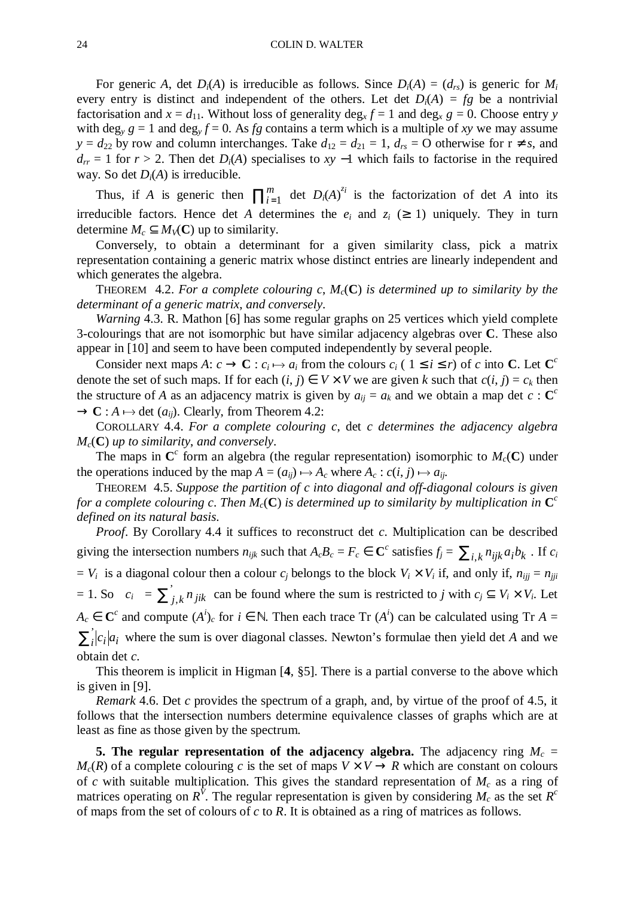For generic $A$, det $D_i(A)$ is irreducible as follows. Since $D_i(A) = (d_{rs})$ is generic for $M_i$ every entry is distinct and independent of the others. Let det $D_i(A) = fg$ be a nontrivial factorisation and $x = d_{11}$. Without loss of generality $\deg_x f = 1$ and $\deg_x g = 0$. Choose entry $y$ with $\deg_y g = 1$ and $\deg_y f = 0$. As $fg$ contains a term which is a multiple of $xy$ we may assume $y = d_{22}$ by row and column interchanges. Take $d_{12} = d_{21} = 1$, $d_{rs} = 0$ otherwise for $r \neq s$, and $d_{rr} = 1$ for $r > 2$. Then det $D_i(A)$ specialises to $xy - 1$ which fails to factorise in the required way. So det $D_i(A)$ is irreducible.

Thus, if $A$ is generic then $\prod_{i=1}^{m} \det D_i(A)^{z_i}$ is the factorization of det $A$ into its irreducible factors. Hence det $A$ determines the $e_i$ and $z_i$ $(\geq 1)$ uniquely. They in turn determine $M_c \subseteq M_V(\mathbf{C})$ up to similarity.

Conversely, to obtain a determinant for a given similarity class, pick a matrix representation containing a generic matrix whose distinct entries are linearly independent and which generates the algebra.

THEOREM 4.2. *For a complete colouring $c$, $M_c(\mathbf{C})$ is determined up to similarity by the determinant of a generic matrix, and conversely*.

*Warning* 4.3. R. Mathon [6] has some regular graphs on 25 vertices which yield complete 3-colourings that are not isomorphic but have similar adjacency algebras over $\mathbf{C}$. These also appear in [10] and seem to have been computed independently by several people.

Consider next maps $A$: $c \to \mathbf{C} : c_i \mapsto a_i$ from the colours $c_i$ $(1 \leq i \leq r)$ of $c$ into $\mathbf{C}$. Let $\mathbf{C}^c$ denote the set of such maps. If for each $(i, j) \in V \times V$ we are given $k$ such that $c(i, j) = c_k$ then the structure of $A$ as an adjacency matrix is given by $a_{ij} = a_k$ and we obtain a map det $c : \mathbf{C}^c \to \mathbf{C} : A \mapsto \det(a_{ij})$. Clearly, from Theorem 4.2:

COROLLARY 4.4. *For a complete colouring $c$*, det *$c$ determines the adjacency algebra $M_c(\mathbf{C})$ up to similarity, and conversely*.

The maps in $\mathbf{C}^c$ form an algebra (the regular representation) isomorphic to $M_c(\mathbf{C})$ under the operations induced by the map $A = (a_{ij}) \mapsto A_c$ where $A_c : c(i, j) \mapsto a_{ij}$.

THEOREM 4.5. *Suppose the partition of $c$ into diagonal and off-diagonal colours is given for a complete colouring $c$. Then $M_c(\mathbf{C})$ is determined up to similarity by multiplication in $\mathbf{C}^c$ defined on its natural basis*.

*Proof*. By Corollary 4.4 it suffices to reconstruct det $c$. Multiplication can be described giving the intersection numbers $n_{ijk}$ such that $A_cB_c = F_c \in \mathbf{C}^c$ satisfies $f_j = \sum_{i,k} n_{ijk} a_i b_k$ . If $c_i = V_i$ is a diagonal colour then a colour $c_j$ belongs to the block $V_i \times V_i$ if, and only if, $n_{ijj} = n_{jji} = 1$. So $|c_i| = \sum'_{j,k} n_{jik}$ can be found where the sum is restricted to $j$ with $c_j \subseteq V_i \times V_i$. Let $A_c \in \mathbf{C}^c$ and compute $(A^i)_c$ for $i \in \mathbb{N}$. Then each trace $\mathrm{Tr}\,(A^i)$ can be calculated using $\mathrm{Tr}\,A = \sum'_i |c_i| a_i$ where the sum is over diagonal classes. Newton's formulae then yield det $A$ and we obtain det $c$.

This theorem is implicit in Higman [**4**, §5]. There is a partial converse to the above which is given in [9].

*Remark* 4.6. Det $c$ provides the spectrum of a graph, and, by virtue of the proof of 4.5, it follows that the intersection numbers determine equivalence classes of graphs which are at least as fine as those given by the spectrum.

**5. The regular representation of the adjacency algebra.** The adjacency ring $M_c = M_c(R)$ of a complete colouring $c$ is the set of maps $V \times V \to R$ which are constant on colours of $c$ with suitable multiplication. This gives the standard representation of $M_c$ as a ring of matrices operating on $R^V$. The regular representation is given by considering $M_c$ as the set $R^c$ of maps from the set of colours of $c$ to $R$. It is obtained as a ring of matrices as follows.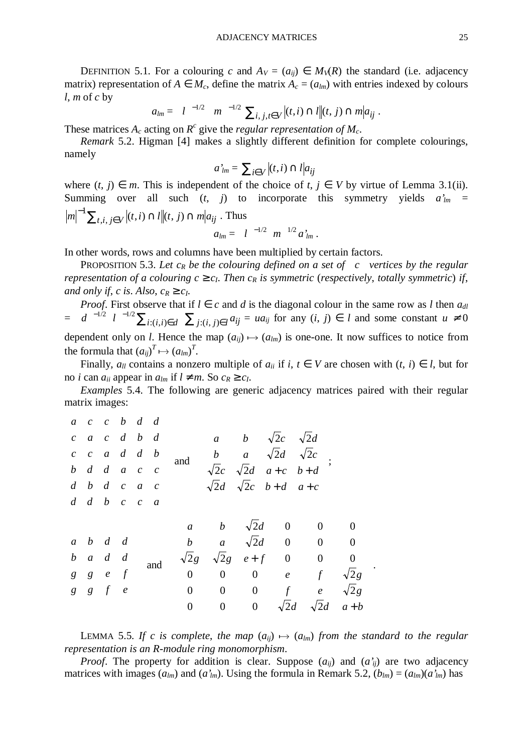DEFINITION 5.1. For a colouring $c$ and $A_V = (a_{ij}) \in M_V(R)$ the standard (i.e. adjacency matrix) representation of $A \in M_c$, define the matrix $A_c = (a_{lm})$ with entries indexed by colours $l$, $m$ of $c$ by

$$a_{lm} = |l|^{-1/2} |m|^{-1/2} \sum_{i,j,t \in V} |(t,i) \cap l| |(t,j) \cap m| a_{ij}.$$

These matrices $A_c$ acting on $R^c$ give the *regular representation of* $M_c$.

*Remark* 5.2. Higman [4] makes a slightly different definition for complete colourings, namely

$$a'_{lm} = \sum_{i \in V} |(t,i) \cap l| a_{ij}$$

where $(t, j) \in m$. This is independent of the choice of $t$, $j \in V$ by virtue of Lemma 3.1(ii). Summing over all such $(t, j)$ to incorporate this symmetry yields $a'_{lm} = |m|^{-1} \sum_{t,i,j \in V} |(t,i) \cap l| |(t,j) \cap m| a_{ij}$. Thus

$$a_{lm} = |l|^{-1/2} |m|^{1/2} a'_{lm}.$$

In other words, rows and columns have been multiplied by certain factors.

PROPOSITION 5.3. *Let $c_R$ be the colouring defined on a set of $|c|$ vertices by the regular representation of a colouring $c \geq c_I$. Then $c_R$ is symmetric* (*respectively, totally symmetric*) *if, and only if, $c$ is. Also, $c_R \geq c_I$.*

*Proof*. First observe that if $l \in c$ and $d$ is the diagonal colour in the same row as $l$ then $a_{dl} = |d|^{-1/2} |l|^{-1/2} \sum_{i:(i,i) \in d} \sum_{j:(i,j) \in l} a_{ij} = u a_{ij}$ for any $(i, j) \in l$ and some constant $u \neq 0$ dependent only on $l$. Hence the map $(a_{ij}) \mapsto (a_{lm})$ is one-one. It now suffices to notice from the formula that $(a_{ij})^T \mapsto (a_{lm})^T$.

Finally, $a_{ll}$ contains a nonzero multiple of $a_{ii}$ if $i$, $t \in V$ are chosen with $(t, i) \in l$, but for no $i$ can $a_{ii}$ appear in $a_{lm}$ if $l \neq m$. So $c_R \geq c_I$.

*Examples* 5.4. The following are generic adjacency matrices paired with their regular matrix images:

$$\begin{matrix} a & c & c & b & d & d \\ c & a & c & d & b & d \\ c & c & a & d & d & b \\ b & d & d & a & c & c \\ d & b & d & c & a & c \\ d & d & b & c & c & a \end{matrix} \quad \text{and} \quad \begin{matrix} a & b & \sqrt{2}c & \sqrt{2}d \\ b & a & \sqrt{2}d & \sqrt{2}c \\ \sqrt{2}c & \sqrt{2}d & a+c & b+d \\ \sqrt{2}d & \sqrt{2}c & b+d & a+c \end{matrix} \;;$$

$$\begin{matrix} a & b & d & d \\ b & a & d & d \\ g & g & e & f \\ g & g & f & e \end{matrix} \quad \text{and} \quad \begin{matrix} a & b & \sqrt{2}d & 0 & 0 & 0 \\ b & a & \sqrt{2}d & 0 & 0 & 0 \\ \sqrt{2}g & \sqrt{2}g & e+f & 0 & 0 & 0 \\ 0 & 0 & 0 & e & f & \sqrt{2}g \\ 0 & 0 & 0 & f & e & \sqrt{2}g \\ 0 & 0 & 0 & \sqrt{2}d & \sqrt{2}d & a+b \end{matrix} \;.$$

LEMMA 5.5. *If $c$ is complete, the map $(a_{ij}) \mapsto (a_{lm})$ from the standard to the regular representation is an $R$-module ring monomorphism.*

*Proof*. The property for addition is clear. Suppose $(a_{ij})$ and $(a'_{ij})$ are two adjacency matrices with images $(a_{lm})$ and $(a'_{lm})$. Using the formula in Remark 5.2, $(b_{lm}) = (a_{lm})(a'_{lm})$ has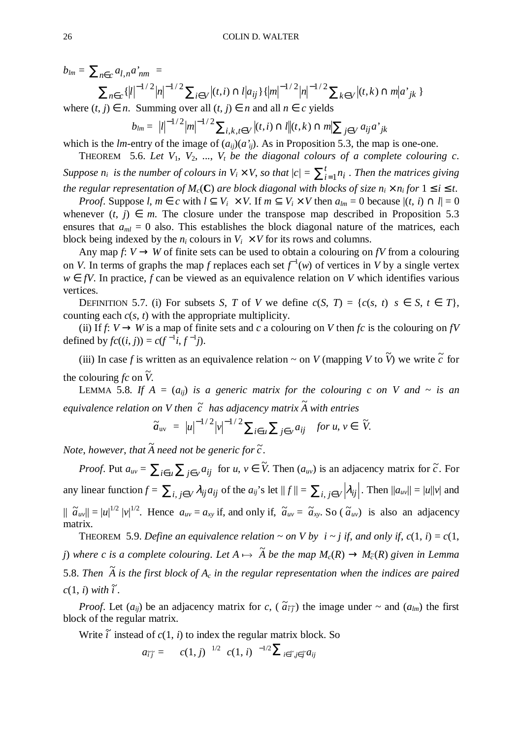$$b_{lm} = \sum_{n\in c} a_{l,n} a'_{nm} =$$

$$\sum_{n\in c} \{|l|^{-1/2}|n|^{-1/2} \sum_{i\in V} |(t,i)\cap l| a_{ij}\}\{|m|^{-1/2}|n|^{-1/2} \sum_{k\in V} |(t,k)\cap m| a'_{jk}\}$$

where $(t, j) \in n$. Summing over all $(t, j) \in n$ and all $n \in c$ yields

$$b_{lm} = |l|^{-1/2}|m|^{-1/2} \sum_{i,k,t\in V} |(t,i)\cap l||(t,k)\cap m| \sum_{j\in V} a_{ij} a'_{jk}$$

which is the $lm$-entry of the image of $(a_{ij})(a'_{ij})$. As in Proposition 5.3, the map is one-one.

THEOREM 5.6. *Let $V_1$, $V_2$, ..., $V_t$ be the diagonal colours of a complete colouring $c$. Suppose $n_i$ is the number of colours in $V_i \times V$, so that $|c| = \sum_{i=1}^{t} n_i$. Then the matrices giving the regular representation of $M_c(\mathbf{C})$ are block diagonal with blocks of size $n_i \times n_i$ for $1 \le i \le t$.*

*Proof*. Suppose $l, m \in c$ with $l \subseteq V_i \times V$. If $m \subseteq V_i \times V$ then $a_{lm} = 0$ because $|(t, i) \cap l| = 0$ whenever $(t, j) \in m$. The closure under the transpose map described in Proposition 5.3 ensures that $a_{ml} = 0$ also. This establishes the block diagonal nature of the matrices, each block being indexed by the $n_i$ colours in $V_i \times V$ for its rows and columns.

Any map $f$: $V \to W$ of finite sets can be used to obtain a colouring on $fV$ from a colouring on $V$. In terms of graphs the map $f$ replaces each set $f^{-1}(w)$ of vertices in $V$ by a single vertex $w \in fV$. In practice, $f$ can be viewed as an equivalence relation on $V$ which identifies various vertices.

DEFINITION 5.7. (i) For subsets $S$, $T$ of $V$ we define $c(S, T) = \{c(s, t) \ \ s \in S, t \in T\}$, counting each $c(s, t)$ with the appropriate multiplicity.

(ii) If $f$: $V \to W$ is a map of finite sets and $c$ a colouring on $V$ then $fc$ is the colouring on $fV$ defined by $fc((i, j)) = c(f^{-1}i, f^{-1}j)$.

(iii) In case $f$ is written as an equivalence relation ~ on $V$ (mapping $V$ to $\tilde{V}$) we write $\tilde{c}$ for the colouring $fc$ on $\tilde{V}$.

LEMMA 5.8. *If $A = (a_{ij})$ is a generic matrix for the colouring $c$ on $V$ and ~ is an equivalence relation on $V$ then $\tilde{c}$ has adjacency matrix $\tilde{A}$ with entries*

$$\tilde{a}_{uv} = |u|^{-1/2}|v|^{-1/2} \sum_{i\in u} \sum_{j\in v} a_{ij} \quad \text{for } u, v \in \tilde{V}.$$

*Note, however, that $\tilde{A}$ need not be generic for $\tilde{c}$.*

*Proof*. Put $a_{uv} = \sum_{i\in u} \sum_{j\in v} a_{ij}$ for $u, v \in \tilde{V}$. Then $(a_{uv})$ is an adjacency matrix for $\tilde{c}$. For any linear function $f = \sum_{i,j\in V} \lambda_{ij} a_{ij}$ of the $a_{ij}$'s let $\| f \| = \sum_{i,j\in V} |\lambda_{ij}|$. Then $\|a_{uv}\| = |u||v|$ and $\| \tilde{a}_{uv}\| = |u|^{1/2} |v|^{1/2}$. Hence $a_{uv} = a_{xy}$ if, and only if, $\tilde{a}_{uv} = \tilde{a}_{xy}$. So $(\tilde{a}_{uv})$ is also an adjacency matrix.

THEOREM 5.9. *Define an equivalence relation ~ on $V$ by $i \sim j$ if, and only if, $c(1, i) = c(1, j)$ where $c$ is a complete colouring. Let $A \mapsto \tilde{A}$ be the map $M_c(R) \to M_{\tilde{c}}(R)$ given in Lemma* 5.8. *Then $\tilde{A}$ is the first block of $A_c$ in the regular representation when the indices are paired $c(1, i)$ with $\tilde{i}$.*

*Proof*. Let $(a_{ij})$ be an adjacency matrix for $c$, $(\tilde{a}_{\tilde{i}\tilde{j}})$ the image under ~ and $(a_{lm})$ the first block of the regular matrix.

Write $\tilde{i}$ instead of $c(1, i)$ to index the regular matrix block. So

$$a_{\tilde{i}\tilde{j}} = \quad c(1, j) \ ^{1/2} \ c(1, i) \ ^{-1/2} \sum_{i\in\tilde{i}, j\in\tilde{j}} a_{ij}$$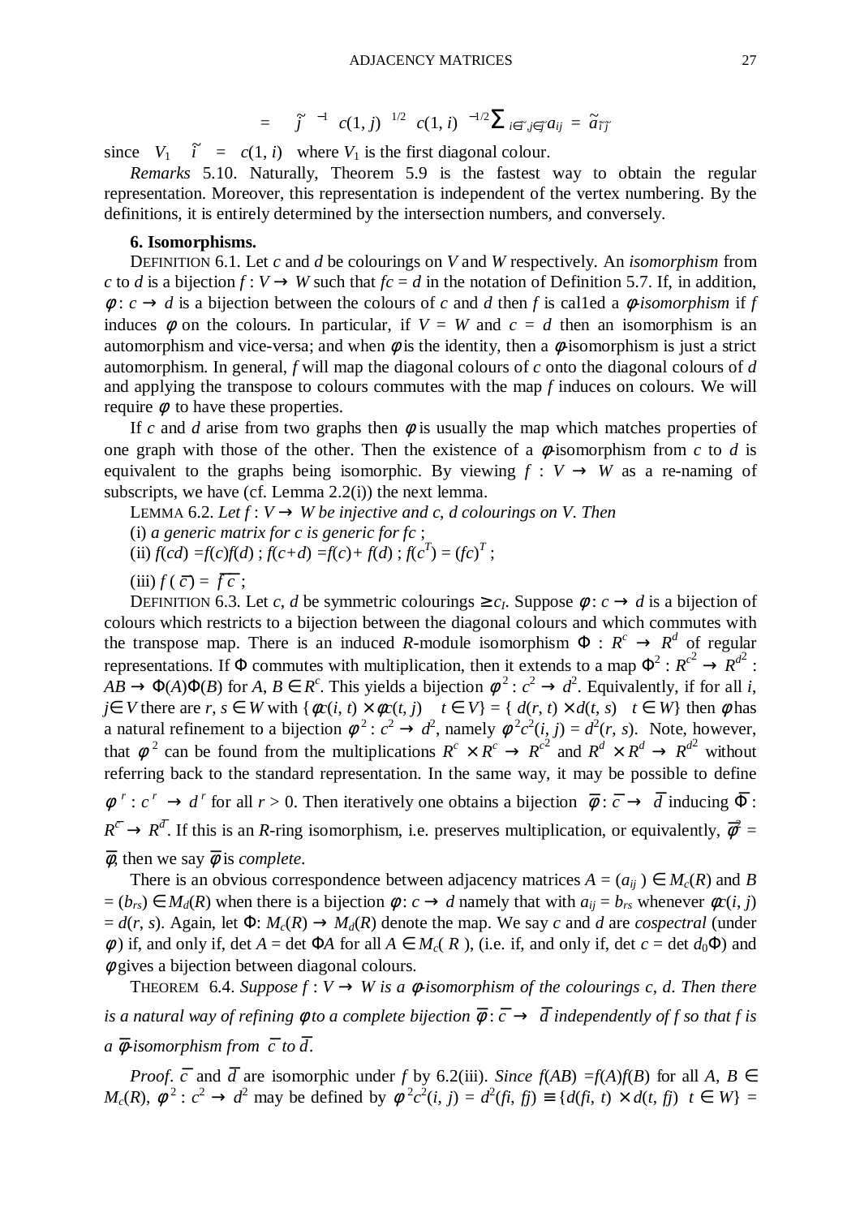$$= \left|\tilde{j}\right|^{-1}\left(c(1,j)\right)^{1/2}\left(c(1,i)\right)^{-1/2}\sum_{i\in\tilde{\imath},j\in\tilde{j}} a_{ij} = \tilde{a}_{\tilde{\imath}\tilde{j}}$$

since $|V_1 \cap \tilde{\imath}| = c(1, i)$ where $V_1$ is the first diagonal colour.

*Remarks* 5.10. Naturally, Theorem 5.9 is the fastest way to obtain the regular representation. Moreover, this representation is independent of the vertex numbering. By the definitions, it is entirely determined by the intersection numbers, and conversely.

**6. Isomorphisms.**

DEFINITION 6.1. Let $c$ and $d$ be colourings on $V$ and $W$ respectively. An *isomorphism* from $c$ to $d$ is a bijection $f : V \to W$ such that $fc = d$ in the notation of Definition 5.7. If, in addition, $\phi : c \to d$ is a bijection between the colours of $c$ and $d$ then $f$ is cal1ed a *$\phi$-isomorphism* if $f$ induces $\phi$ on the colours. In particular, if $V = W$ and $c = d$ then an isomorphism is an automorphism and vice-versa; and when $\phi$ is the identity, then a $\phi$-isomorphism is just a strict automorphism. In general, $f$ will map the diagonal colours of $c$ onto the diagonal colours of $d$ and applying the transpose to colours commutes with the map $f$ induces on colours. We will require $\phi$ to have these properties.

If $c$ and $d$ arise from two graphs then $\phi$ is usually the map which matches properties of one graph with those of the other. Then the existence of a $\phi$-isomorphism from $c$ to $d$ is equivalent to the graphs being isomorphic. By viewing $f : V \to W$ as a re-naming of subscripts, we have (cf. Lemma 2.2(i)) the next lemma.

LEMMA 6.2. *Let $f : V \to W$ be injective and $c$, $d$ colourings on $V$. Then*

(i) *a generic matrix for $c$ is generic for $fc$ ;*

(ii) $f(cd) = f(c)f(d)$ ; $f(c+d) = f(c) + f(d)$ ; $f(c^T) = (fc)^T$ ;

(iii) $f(\bar{c}) = \overline{fc}$ ;

DEFINITION 6.3. Let $c$, $d$ be symmetric colourings $\geq c_I$. Suppose $\phi : c \to d$ is a bijection of colours which restricts to a bijection between the diagonal colours and which commutes with the transpose map. There is an induced $R$-module isomorphism $\Phi : R^c \to R^d$ of regular representations. If $\Phi$ commutes with multiplication, then it extends to a map $\Phi^2 : R^{c^2} \to R^{d^2}$ : $AB \to \Phi(A)\Phi(B)$ for $A, B \in R^c$. This yields a bijection $\phi^2 : c^2 \to d^2$. Equivalently, if for all $i$, $j \in V$ there are $r, s \in W$ with $\{\phi c(i, t) \times \phi c(t, j) \quad t \in V\} = \{ d(r, t) \times d(t, s) \quad t \in W\}$ then $\phi$ has a natural refinement to a bijection $\phi^2 : c^2 \to d^2$, namely $\phi^2 c^2(i, j) = d^2(r, s)$. Note, however, that $\phi^2$ can be found from the multiplications $R^c \times R^c \to R^{c^2}$ and $R^d \times R^d \to R^{d^2}$ without referring back to the standard representation. In the same way, it may be possible to define $\phi^r : c^r \to d^r$ for all $r > 0$. Then iteratively one obtains a bijection $\bar{\phi} : \bar{c} \to \bar{d}$ inducing $\bar{\Phi}$ : $R^{\bar{c}} \to R^{\bar{d}}$. If this is an $R$-ring isomorphism, i.e. preserves multiplication, or equivalently, $\bar{\phi}^2 = \bar{\phi}$, then we say $\bar{\phi}$ is *complete*.

There is an obvious correspondence between adjacency matrices $A = (a_{ij}) \in M_c(R)$ and $B = (b_{rs}) \in M_d(R)$ when there is a bijection $\phi : c \to d$ namely that with $a_{ij} = b_{rs}$ whenever $\phi c(i, j) = d(r, s)$. Again, let $\Phi : M_c(R) \to M_d(R)$ denote the map. We say $c$ and $d$ are *cospectral* (under $\phi$) if, and only if, $\det A = \det \Phi A$ for all $A \in M_c(R)$, (i.e. if, and only if, $\det c = \det d_0\Phi$) and $\phi$ gives a bijection between diagonal colours.

THEOREM 6.4. *Suppose $f : V \to W$ is a $\phi$-isomorphism of the colourings $c$, $d$. Then there is a natural way of refining $\phi$ to a complete bijection $\bar{\phi} : \bar{c} \to \bar{d}$ independently of $f$ so that $f$ is a $\bar{\phi}$-isomorphism from $\bar{c}$ to $\bar{d}$.*

*Proof.* $\bar{c}$ and $\bar{d}$ are isomorphic under $f$ by 6.2(iii). *Since $f(AB) = f(A)f(B)$ for all $A$, $B \in M_c(R)$, $\phi^2 : c^2 \to d^2$* may be defined by $\phi^2 c^2(i, j) = d^2(fi, fj) \equiv \{d(fi, t) \times d(t, fj) \quad t \in W\} =$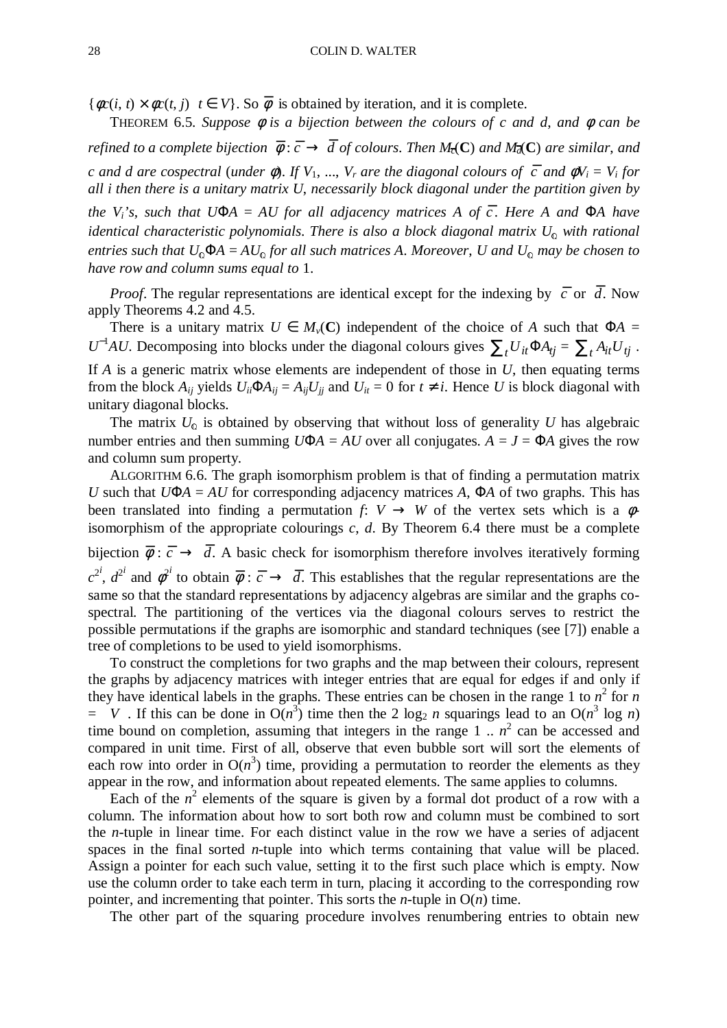$\{\phi c(i, t) \times \phi c(t, j) \mid t \in V\}$. So $\bar{\phi}$ is obtained by iteration, and it is complete.

THEOREM 6.5. *Suppose $\phi$ is a bijection between the colours of c and d, and $\phi$ can be refined to a complete bijection $\bar{\phi}: \bar{c} \to \bar{d}$ of colours. Then $M_{\bar{c}}(\mathbf{C})$ and $M_{\bar{d}}(\mathbf{C})$ are similar, and c and d are cospectral (under $\phi$). If $V_1, ..., V_r$ are the diagonal colours of $\bar{c}$ and $\phi V_i = V_i$ for all i then there is a unitary matrix U, necessarily block diagonal under the partition given by the $V_i$'s, such that $U\Phi A = AU$ for all adjacency matrices A of $\bar{c}$. Here A and $\Phi A$ have identical characteristic polynomials. There is also a block diagonal matrix $U_{\mathbb{Q}}$ with rational entries such that $U_{\mathbb{Q}}\Phi A = AU_{\mathbb{Q}}$ for all such matrices A. Moreover, U and $U_{\mathbb{Q}}$ may be chosen to have row and column sums equal to* 1.

*Proof*. The regular representations are identical except for the indexing by $\bar{c}$ or $\bar{d}$. Now apply Theorems 4.2 and 4.5.

There is a unitary matrix $U \in M_v(\mathbf{C})$ independent of the choice of $A$ such that $\Phi A = U^{-1}AU$. Decomposing into blocks under the diagonal colours gives $\sum_t U_{it}\Phi A_{tj} = \sum_t A_{it}U_{tj}$. If $A$ is a generic matrix whose elements are independent of those in $U$, then equating terms from the block $A_{ij}$ yields $U_{ii}\Phi A_{ij} = A_{ij}U_{jj}$ and $U_{it} = 0$ for $t \neq i$. Hence $U$ is block diagonal with unitary diagonal blocks.

The matrix $U_{\mathbb{Q}}$ is obtained by observing that without loss of generality $U$ has algebraic number entries and then summing $U\Phi A = AU$ over all conjugates. $A = J = \Phi A$ gives the row and column sum property.

ALGORITHM 6.6. The graph isomorphism problem is that of finding a permutation matrix $U$ such that $U\Phi A = AU$ for corresponding adjacency matrices $A$, $\Phi A$ of two graphs. This has been translated into finding a permutation $f$: $V \to W$ of the vertex sets which is a $\phi$-isomorphism of the appropriate colourings $c$, $d$. By Theorem 6.4 there must be a complete bijection $\bar{\phi}: \bar{c} \to \bar{d}$. A basic check for isomorphism therefore involves iteratively forming $c^{2^i}$, $d^{2^i}$ and $\phi^{2^i}$ to obtain $\bar{\phi}: \bar{c} \to \bar{d}$. This establishes that the regular representations are the same so that the standard representations by adjacency algebras are similar and the graphs co-spectral. The partitioning of the vertices via the diagonal colours serves to restrict the possible permutations if the graphs are isomorphic and standard techniques (see [7]) enable a tree of completions to be used to yield isomorphisms.

To construct the completions for two graphs and the map between their colours, represent the graphs by adjacency matrices with integer entries that are equal for edges if and only if they have identical labels in the graphs. These entries can be chosen in the range 1 to $n^2$ for $n = |V|$. If this can be done in $O(n^3)$ time then the $2 \log_2 n$ squarings lead to an $O(n^3 \log n)$ time bound on completion, assuming that integers in the range $1 .. n^2$ can be accessed and compared in unit time. First of all, observe that even bubble sort will sort the elements of each row into order in $O(n^3)$ time, providing a permutation to reorder the elements as they appear in the row, and information about repeated elements. The same applies to columns.

Each of the $n^2$ elements of the square is given by a formal dot product of a row with a column. The information about how to sort both row and column must be combined to sort the $n$-tuple in linear time. For each distinct value in the row we have a series of adjacent spaces in the final sorted $n$-tuple into which terms containing that value will be placed. Assign a pointer for each such value, setting it to the first such place which is empty. Now use the column order to take each term in turn, placing it according to the corresponding row pointer, and incrementing that pointer. This sorts the $n$-tuple in $O(n)$ time.

The other part of the squaring procedure involves renumbering entries to obtain new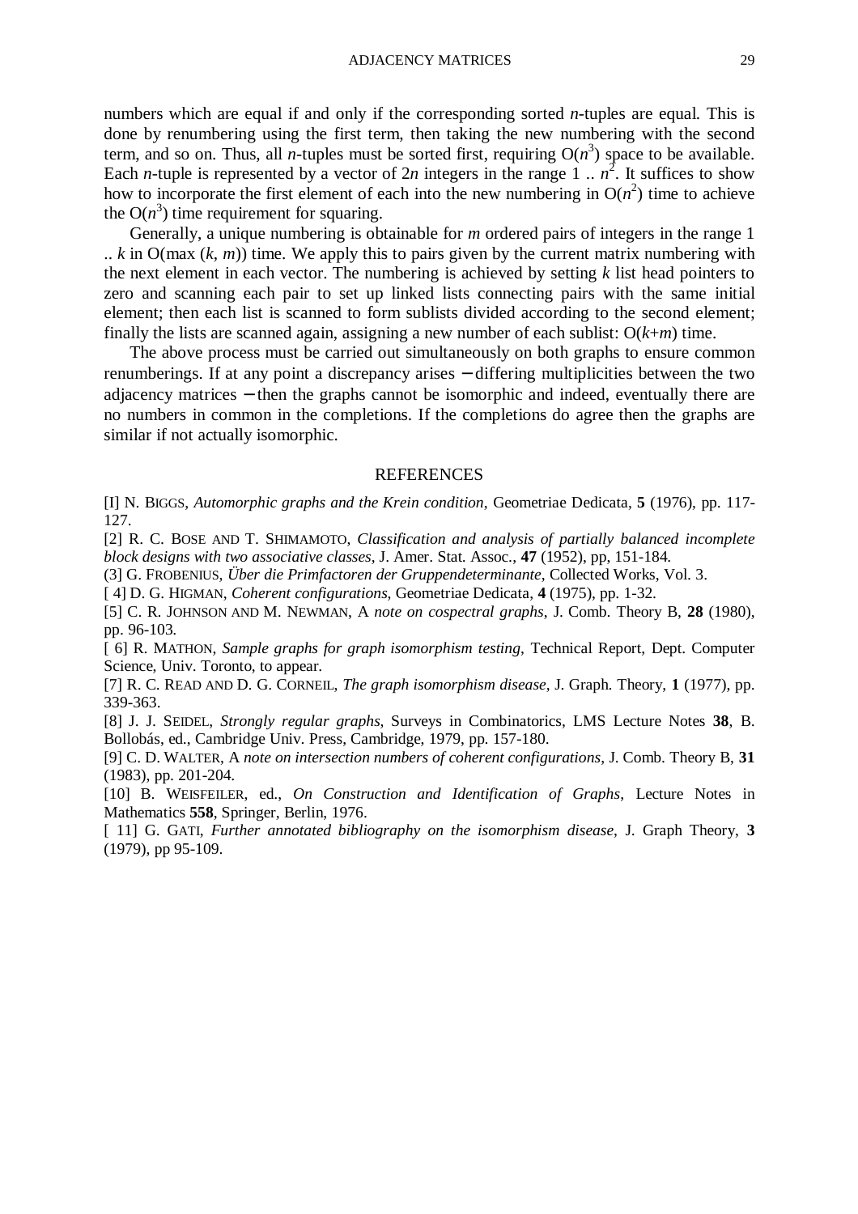numbers which are equal if and only if the corresponding sorted $n$-tuples are equal. This is done by renumbering using the first term, then taking the new numbering with the second term, and so on. Thus, all $n$-tuples must be sorted first, requiring $O(n^3)$ space to be available. Each $n$-tuple is represented by a vector of $2n$ integers in the range $1 .. n^2$. It suffices to show how to incorporate the first element of each into the new numbering in $O(n^2)$ time to achieve the $O(n^3)$ time requirement for squaring.

Generally, a unique numbering is obtainable for $m$ ordered pairs of integers in the range $1 .. k$ in $O(\max(k, m))$ time. We apply this to pairs given by the current matrix numbering with the next element in each vector. The numbering is achieved by setting $k$ list head pointers to zero and scanning each pair to set up linked lists connecting pairs with the same initial element; then each list is scanned to form sublists divided according to the second element; finally the lists are scanned again, assigning a new number of each sublist: $O(k+m)$ time.

The above process must be carried out simultaneously on both graphs to ensure common renumberings. If at any point a discrepancy arises − differing multiplicities between the two adjacency matrices − then the graphs cannot be isomorphic and indeed, eventually there are no numbers in common in the completions. If the completions do agree then the graphs are similar if not actually isomorphic.

## REFERENCES

[I] N. BIGGS, *Automorphic graphs and the Krein condition*, Geometriae Dedicata, **5** (1976), pp. 117-127.

[2] R. C. BOSE AND T. SHIMAMOTO, *Classification and analysis of partially balanced incomplete block designs with two associative classes*, J. Amer. Stat. Assoc., **47** (1952), pp, 151-184.

(3] G. FROBENIUS, *Über die Primfactoren der Gruppendeterminante*, Collected Works, Vol. 3.

[ 4] D. G. HIGMAN, *Coherent configurations*, Geometriae Dedicata, **4** (1975), pp. 1-32.

[5] C. R. JOHNSON AND M. NEWMAN, A *note on cospectral graphs*, J. Comb. Theory B, **28** (1980), pp. 96-103.

[ 6] R. MATHON, *Sample graphs for graph isomorphism testing*, Technical Report, Dept. Computer Science, Univ. Toronto, to appear.

[7] R. C. READ AND D. G. CORNEIL, *The graph isomorphism disease*, J. Graph. Theory, **1** (1977), pp. 339-363.

[8] J. J. SEIDEL, *Strongly regular graphs*, Surveys in Combinatorics, LMS Lecture Notes **38**, B. Bollobás, ed., Cambridge Univ. Press, Cambridge, 1979, pp. 157-180.

[9] C. D. WALTER, A *note on intersection numbers of coherent configurations*, J. Comb. Theory B, **31** (1983), pp. 201-204.

[10] B. WEISFEILER, ed., *On Construction and Identification of Graphs*, Lecture Notes in Mathematics **558**, Springer, Berlin, 1976.

[ 11] G. GATI, *Further annotated bibliography on the isomorphism disease*, J. Graph Theory, **3** (1979), pp 95-109.